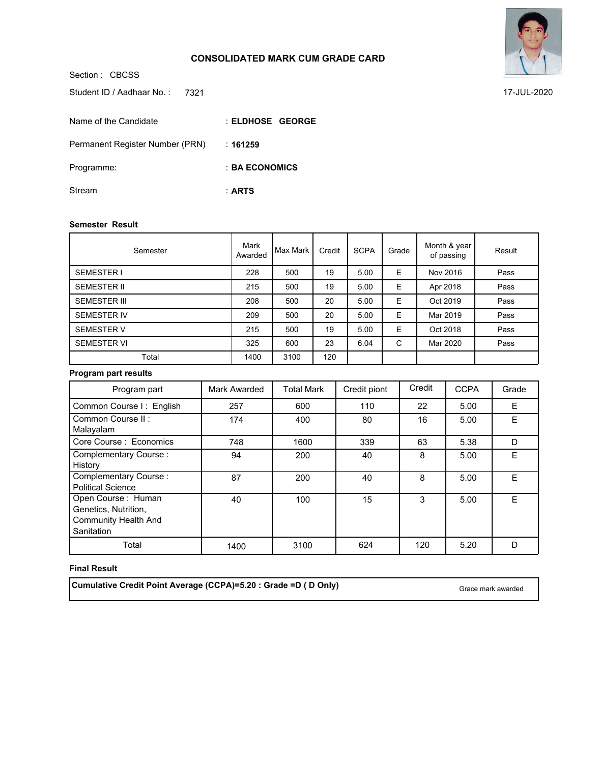## CONSOLIDATED MARK CUM GRADE CARD

Section : CBCSS

Student ID / Aadhaar No. : 7321

17-JUL-2020

Name of the Candidate : **ELDHOSE GEORGE**

Permanent Register Number (PRN) : **161259**

Programme: : **BA ECONOMICS**

Stream : **ARTS**

**Semester Result**

| Semester | Mark Awarded | Max Mark | Credit | SCPA | Grade | Month & year of passing | Result |
|---|---|---|---|---|---|---|---|
| SEMESTER I | 228 | 500 | 19 | 5.00 | E | Nov 2016 | Pass |
| SEMESTER II | 215 | 500 | 19 | 5.00 | E | Apr 2018 | Pass |
| SEMESTER III | 208 | 500 | 20 | 5.00 | E | Oct 2019 | Pass |
| SEMESTER IV | 209 | 500 | 20 | 5.00 | E | Mar 2019 | Pass |
| SEMESTER V | 215 | 500 | 19 | 5.00 | E | Oct 2018 | Pass |
| SEMESTER VI | 325 | 600 | 23 | 6.04 | C | Mar 2020 | Pass |
| Total | 1400 | 3100 | 120 | | | | |

**Program part results**

| Program part | Mark Awarded | Total Mark | Credit piont | Credit | CCPA | Grade |
|---|---|---|---|---|---|---|
| Common Course I : English | 257 | 600 | 110 | 22 | 5.00 | E |
| Common Course II : Malayalam | 174 | 400 | 80 | 16 | 5.00 | E |
| Core Course : Economics | 748 | 1600 | 339 | 63 | 5.38 | D |
| Complementary Course : History | 94 | 200 | 40 | 8 | 5.00 | E |
| Complementary Course : Political Science | 87 | 200 | 40 | 8 | 5.00 | E |
| Open Course : Human Genetics, Nutrition, Community Health And Sanitation | 40 | 100 | 15 | 3 | 5.00 | E |
| Total | 1400 | 3100 | 624 | 120 | 5.20 | D |

**Final Result**

| **Cumulative Credit Point Average (CCPA)=5.20 : Grade =D ( D Only)** | Grace mark awarded |
|---|---|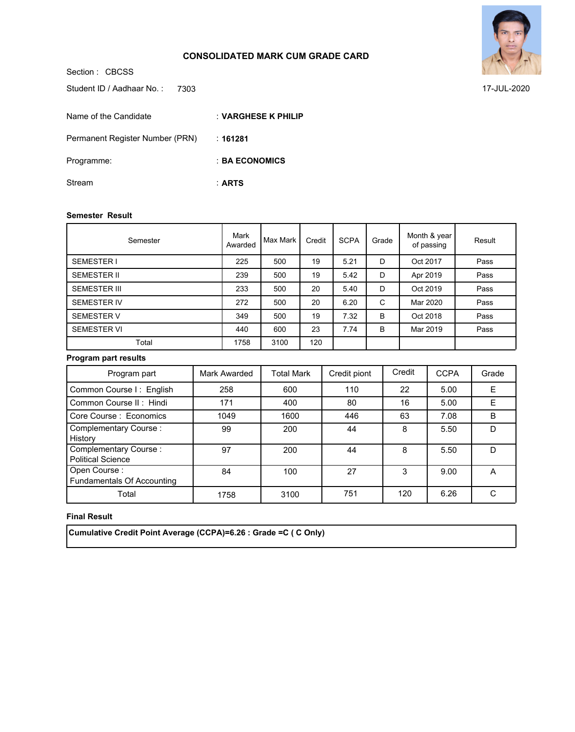# CONSOLIDATED MARK CUM GRADE CARD

Section : CBCSS

Student ID / Aadhaar No. : 7303

17-JUL-2020

Name of the Candidate : **VARGHESE K PHILIP**

Permanent Register Number (PRN) : **161281**

Programme: : **BA ECONOMICS**

Stream : **ARTS**

**Semester Result**

| Semester | Mark Awarded | Max Mark | Credit | SCPA | Grade | Month & year of passing | Result |
|---|---|---|---|---|---|---|---|
| SEMESTER I | 225 | 500 | 19 | 5.21 | D | Oct 2017 | Pass |
| SEMESTER II | 239 | 500 | 19 | 5.42 | D | Apr 2019 | Pass |
| SEMESTER III | 233 | 500 | 20 | 5.40 | D | Oct 2019 | Pass |
| SEMESTER IV | 272 | 500 | 20 | 6.20 | C | Mar 2020 | Pass |
| SEMESTER V | 349 | 500 | 19 | 7.32 | B | Oct 2018 | Pass |
| SEMESTER VI | 440 | 600 | 23 | 7.74 | B | Mar 2019 | Pass |
| Total | 1758 | 3100 | 120 | | | | |

**Program part results**

| Program part | Mark Awarded | Total Mark | Credit piont | Credit | CCPA | Grade |
|---|---|---|---|---|---|---|
| Common Course I : English | 258 | 600 | 110 | 22 | 5.00 | E |
| Common Course II : Hindi | 171 | 400 | 80 | 16 | 5.00 | E |
| Core Course : Economics | 1049 | 1600 | 446 | 63 | 7.08 | B |
| Complementary Course : History | 99 | 200 | 44 | 8 | 5.50 | D |
| Complementary Course : Political Science | 97 | 200 | 44 | 8 | 5.50 | D |
| Open Course : Fundamentals Of Accounting | 84 | 100 | 27 | 3 | 9.00 | A |
| Total | 1758 | 3100 | 751 | 120 | 6.26 | C |

**Final Result**

**Cumulative Credit Point Average (CCPA)=6.26 : Grade =C ( C Only)**